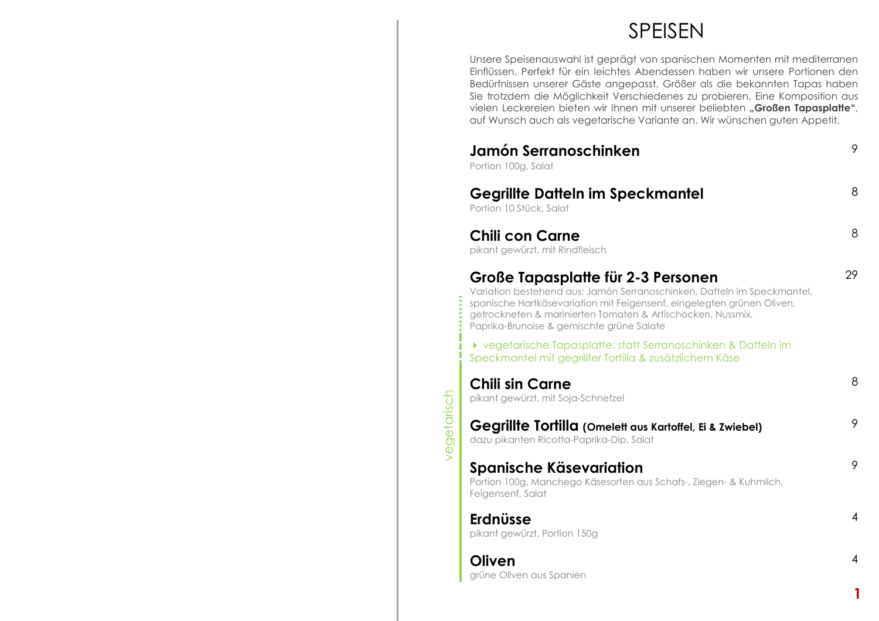# SPEISEN

Unsere Speisenauswahl ist geprägt von spanischen Momenten mit mediterranen Einflüssen. Perfekt für ein leichtes Abendessen haben wir unsere Portionen den Bedürfnissen unserer Gäste angepasst. Größer als die bekannten Tapas haben Sie trotzdem die Möglichkeit Verschiedenes zu probieren. Eine Komposition aus vielen Leckereien bieten wir Ihnen mit unserer beliebten **„Großen Tapasplatte"**, auf Wunsch auch als vegetarische Variante an. Wir wünschen guten Appetit.

## Jamón Serranoschinken — 9

Portion 100g, Salat

## Gegrillte Datteln im Speckmantel — 8

Portion 10 Stück, Salat

## Chili con Carne — 8

pikant gewürzt, mit Rindfleisch

## Große Tapasplatte für 2-3 Personen — 29

Variation bestehend aus: Jamón Serranoschinken, Datteln im Speckmantel, spanische Hartkäsevariation mit Feigensenf, eingelegten grünen Oliven, getrockneten & marinierten Tomaten & Artischocken, Nussmix, Paprika-Brunoise & gemischte grüne Salate

▸ vegetarische Tapasplatte: statt Serranoschinken & Datteln im Speckmantel mit gegrillter Tortilla & zusätzlichem Käse

*vegetarisch*

## Chili sin Carne — 8

pikant gewürzt, mit Soja-Schnetzel

## Gegrillte Tortilla (Omelett aus Kartoffel, Ei & Zwiebel) — 9

dazu pikanten Ricotta-Paprika-Dip, Salat

## Spanische Käsevariation — 9

Portion 100g, Manchego Käsesorten aus Schafs-, Ziegen- & Kuhmilch, Feigensenf, Salat

## Erdnüsse — 4

pikant gewürzt, Portion 150g

## Oliven — 4

grüne Oliven aus Spanien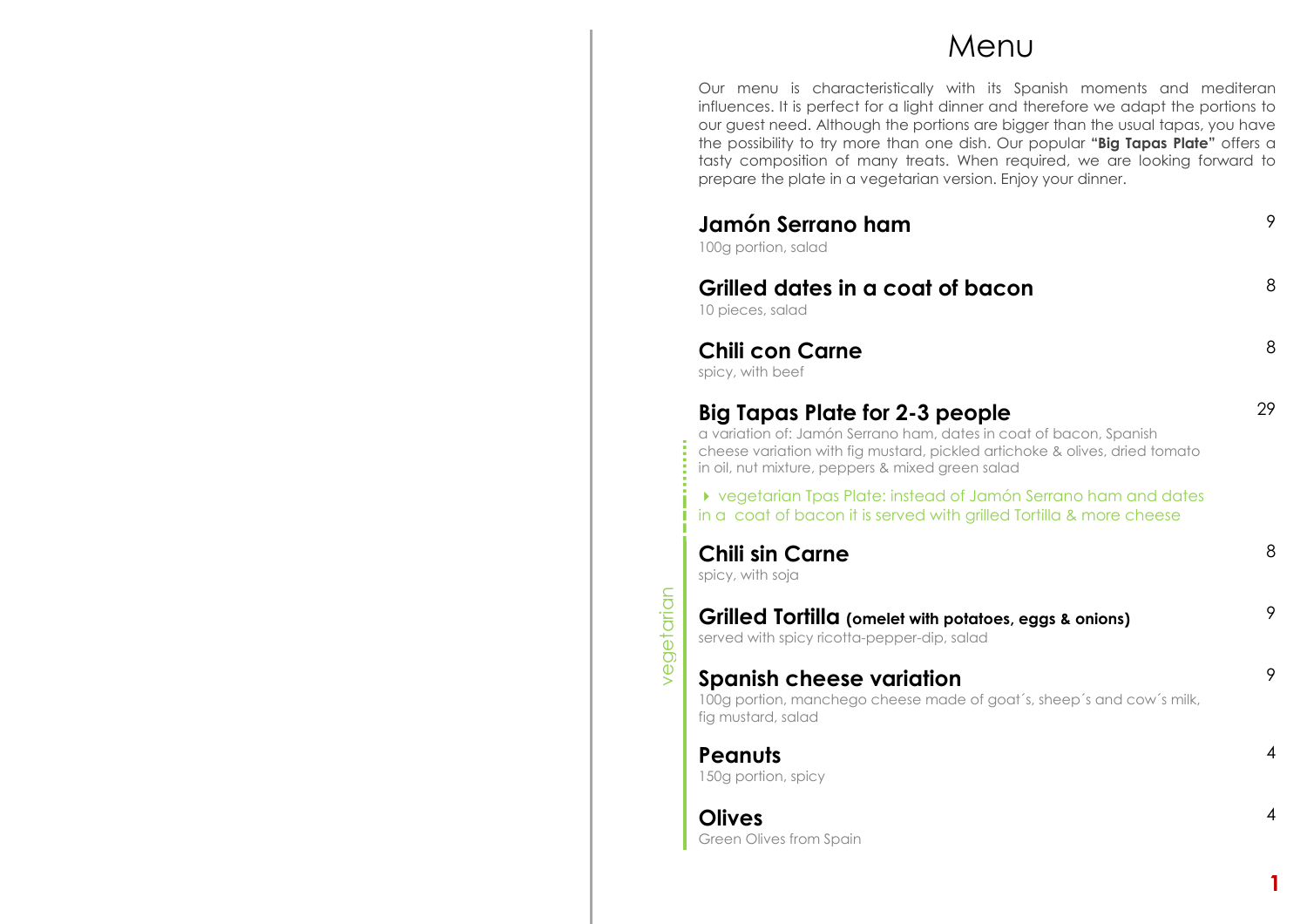# Menu

Our menu is characteristically with its Spanish moments and mediteran influences. It is perfect for a light dinner and therefore we adapt the portions to our guest need. Although the portions are bigger than the usual tapas, you have the possibility to try more than one dish. Our popular **"Big Tapas Plate"** offers a tasty composition of many treats. When required, we are looking forward to prepare the plate in a vegetarian version. Enjoy your dinner.

**Jamón Serrano ham** — 9
100g portion, salad

**Grilled dates in a coat of bacon** — 8
10 pieces, salad

**Chili con Carne** — 8
spicy, with beef

**Big Tapas Plate for 2-3 people** — 29
a variation of: Jamón Serrano ham, dates in coat of bacon, Spanish cheese variation with fig mustard, pickled artichoke & olives, dried tomato in oil, nut mixture, peppers & mixed green salad

▸ vegetarian Tpas Plate: instead of Jamón Serrano ham and dates in a coat of bacon it is served with grilled Tortilla & more cheese

vegetarian

**Chili sin Carne** — 8
spicy, with soja

**Grilled Tortilla (omelet with potatoes, eggs & onions)** — 9
served with spicy ricotta-pepper-dip, salad

**Spanish cheese variation** — 9
100g portion, manchego cheese made of goat´s, sheep´s and cow´s milk, fig mustard, salad

**Peanuts** — 4
150g portion, spicy

**Olives** — 4
Green Olives from Spain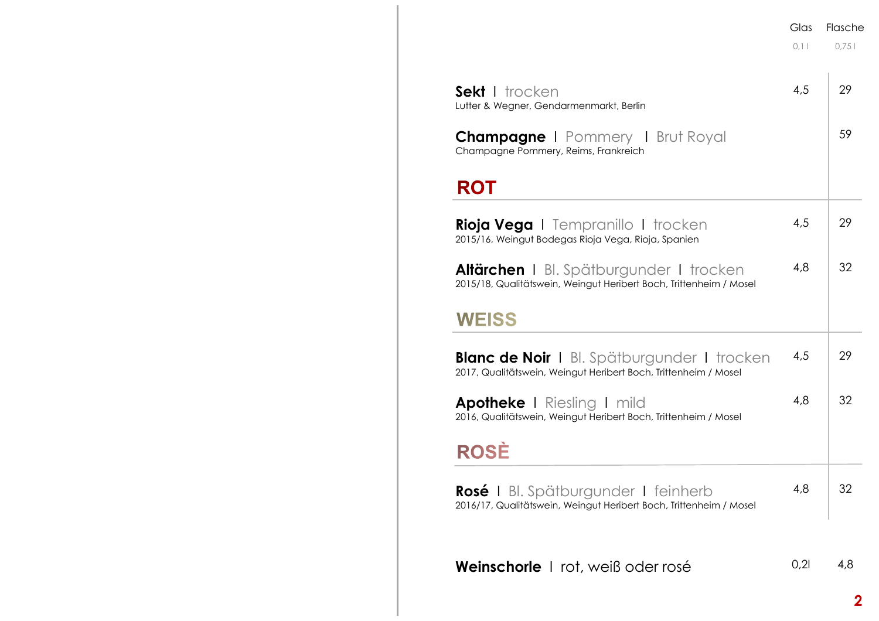| | Glas 0,1 l | Flasche 0,75 l |
|---|---|---|
| **Sekt** I trocken<br>Lutter & Wegner, Gendarmenmarkt, Berlin | 4,5 | 29 |
| **Champagne** I Pommery I Brut Royal<br>Champagne Pommery, Reims, Frankreich | | 59 |

## ROT

| | Glas 0,1 l | Flasche 0,75 l |
|---|---|---|
| **Rioja Vega** I Tempranillo I trocken<br>2015/16, Weingut Bodegas Rioja Vega, Rioja, Spanien | 4,5 | 29 |
| **Altärchen** I Bl. Spätburgunder I trocken<br>2015/18, Qualitätswein, Weingut Heribert Boch, Trittenheim / Mosel | 4,8 | 32 |

## WEISS

| | Glas 0,1 l | Flasche 0,75 l |
|---|---|---|
| **Blanc de Noir** I Bl. Spätburgunder I trocken<br>2017, Qualitätswein, Weingut Heribert Boch, Trittenheim / Mosel | 4,5 | 29 |
| **Apotheke** I Riesling I mild<br>2016, Qualitätswein, Weingut Heribert Boch, Trittenheim / Mosel | 4,8 | 32 |

## ROSÈ

| | Glas 0,1 l | Flasche 0,75 l |
|---|---|---|
| **Rosé** I Bl. Spätburgunder I feinherb<br>2016/17, Qualitätswein, Weingut Heribert Boch, Trittenheim / Mosel | 4,8 | 32 |

**Weinschorle** I rot, weiß oder rosé — 0,2l — 4,8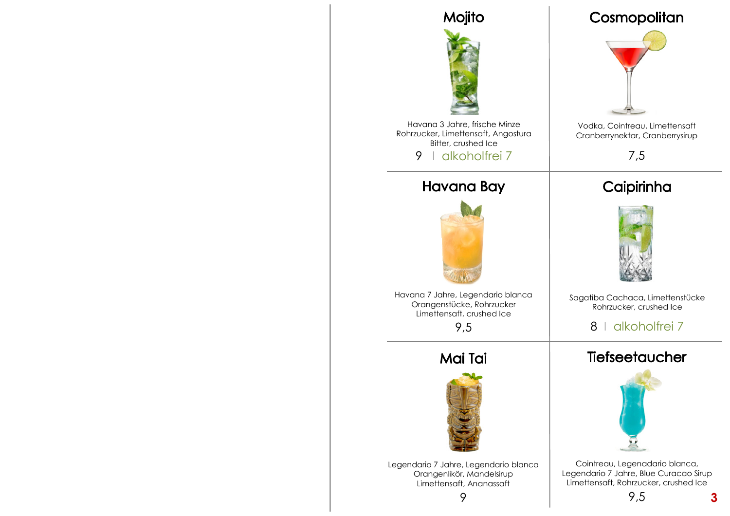## Mojito

Havana 3 Jahre, frische Minze
Rohrzucker, Limettensaft, Angostura Bitter, crushed Ice

9 | alkoholfrei 7

## Cosmopolitan

Vodka, Cointreau, Limettensaft
Cranberrynektar, Cranberrysirup

7,5

## Havana Bay

Havana 7 Jahre, Legendario blanca
Orangenstücke, Rohrzucker
Limettensaft, crushed Ice

9,5

## Caipirinha

Sagatiba Cachaca, Limettenstücke
Rohrzucker, crushed Ice

8 | alkoholfrei 7

## Mai Tai

Legendario 7 Jahre, Legendario blanca
Orangenlikör, Mandelsirup
Limettensaft, Ananassaft

9

## Tiefseetaucher

Cointreau, Legenadario blanca,
Legendario 7 Jahre, Blue Curacao Sirup
Limettensaft, Rohrzucker, crushed Ice

9,5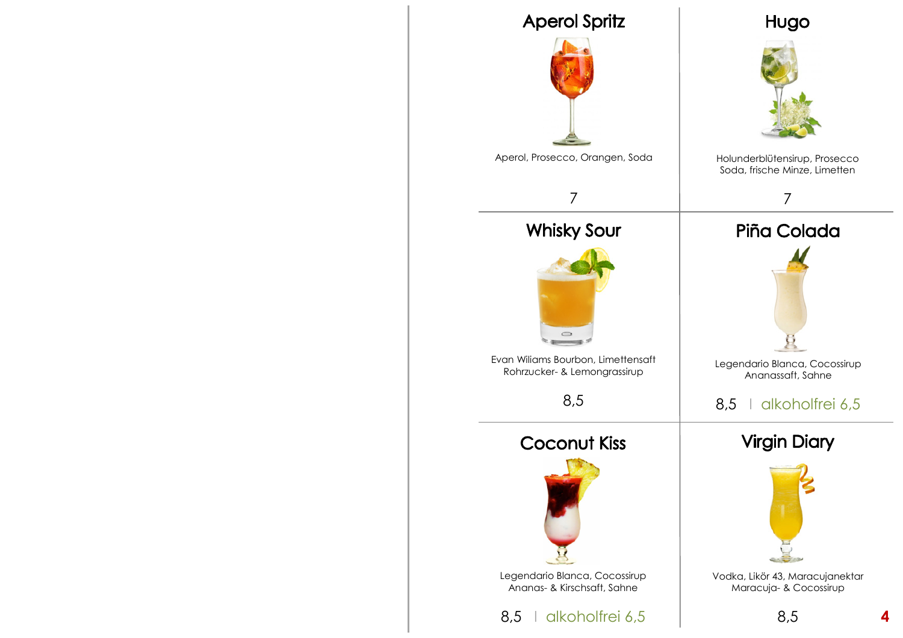## Aperol Spritz

Aperol, Prosecco, Orangen, Soda

7

## Hugo

Holunderblütensirup, Prosecco
Soda, frische Minze, Limetten

7

## Whisky Sour

Evan Wiliams Bourbon, Limettensaft
Rohrzucker- & Lemongrassirup

8,5

## Piña Colada

Legendario Blanca, Cocossirup
Ananassaft, Sahne

8,5 | alkoholfrei 6,5

## Coconut Kiss

Legendario Blanca, Cocossirup
Ananas- & Kirschsaft, Sahne

8,5 | alkoholfrei 6,5

## Virgin Diary

Vodka, Likör 43, Maracujanektar
Maracuja- & Cocossirup

8,5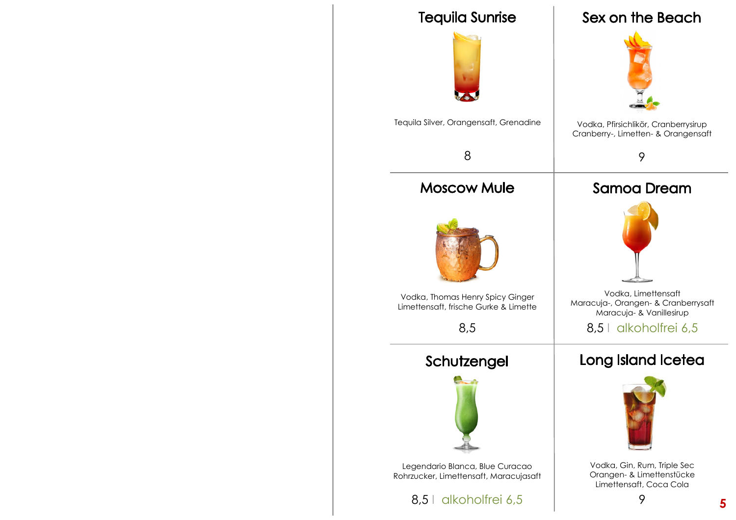## Tequila Sunrise

Tequila Silver, Orangensaft, Grenadine

8

## Sex on the Beach

Vodka, Pfirsichlikör, Cranberrysirup
Cranberry-, Limetten- & Orangensaft

9

## Moscow Mule

Vodka, Thomas Henry Spicy Ginger
Limettensaft, frische Gurke & Limette

8,5

## Samoa Dream

Vodka, Limettensaft
Maracuja-, Orangen- & Cranberrysaft
Maracuja- & Vanillesirup

8,5 | alkoholfrei 6,5

## Schutzengel

Legendario Blanca, Blue Curacao
Rohrzucker, Limettensaft, Maracujasaft

8,5 | alkoholfrei 6,5

## Long Island Icetea

Vodka, Gin, Rum, Triple Sec
Orangen- & Limettenstücke
Limettensaft, Coca Cola

9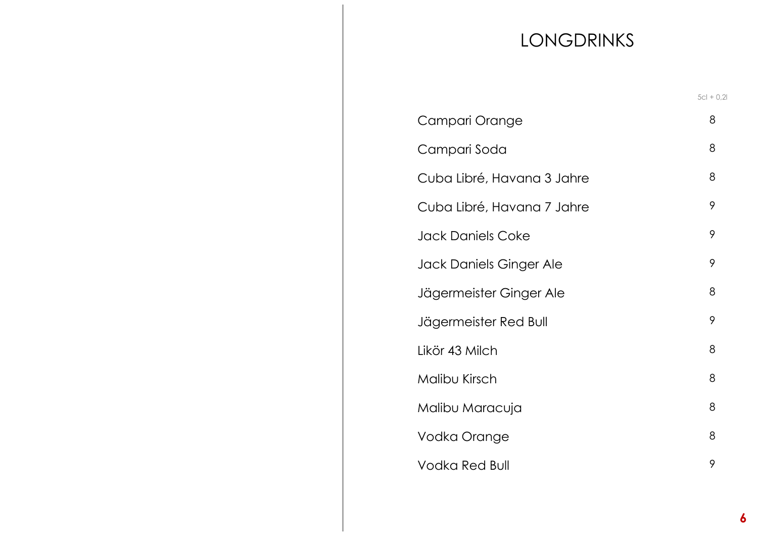# LONGDRINKS

| | 5cl + 0,2l |
|---|---|
| Campari Orange | 8 |
| Campari Soda | 8 |
| Cuba Libré, Havana 3 Jahre | 8 |
| Cuba Libré, Havana 7 Jahre | 9 |
| Jack Daniels Coke | 9 |
| Jack Daniels Ginger Ale | 9 |
| Jägermeister Ginger Ale | 8 |
| Jägermeister Red Bull | 9 |
| Likör 43 Milch | 8 |
| Malibu Kirsch | 8 |
| Malibu Maracuja | 8 |
| Vodka Orange | 8 |
| Vodka Red Bull | 9 |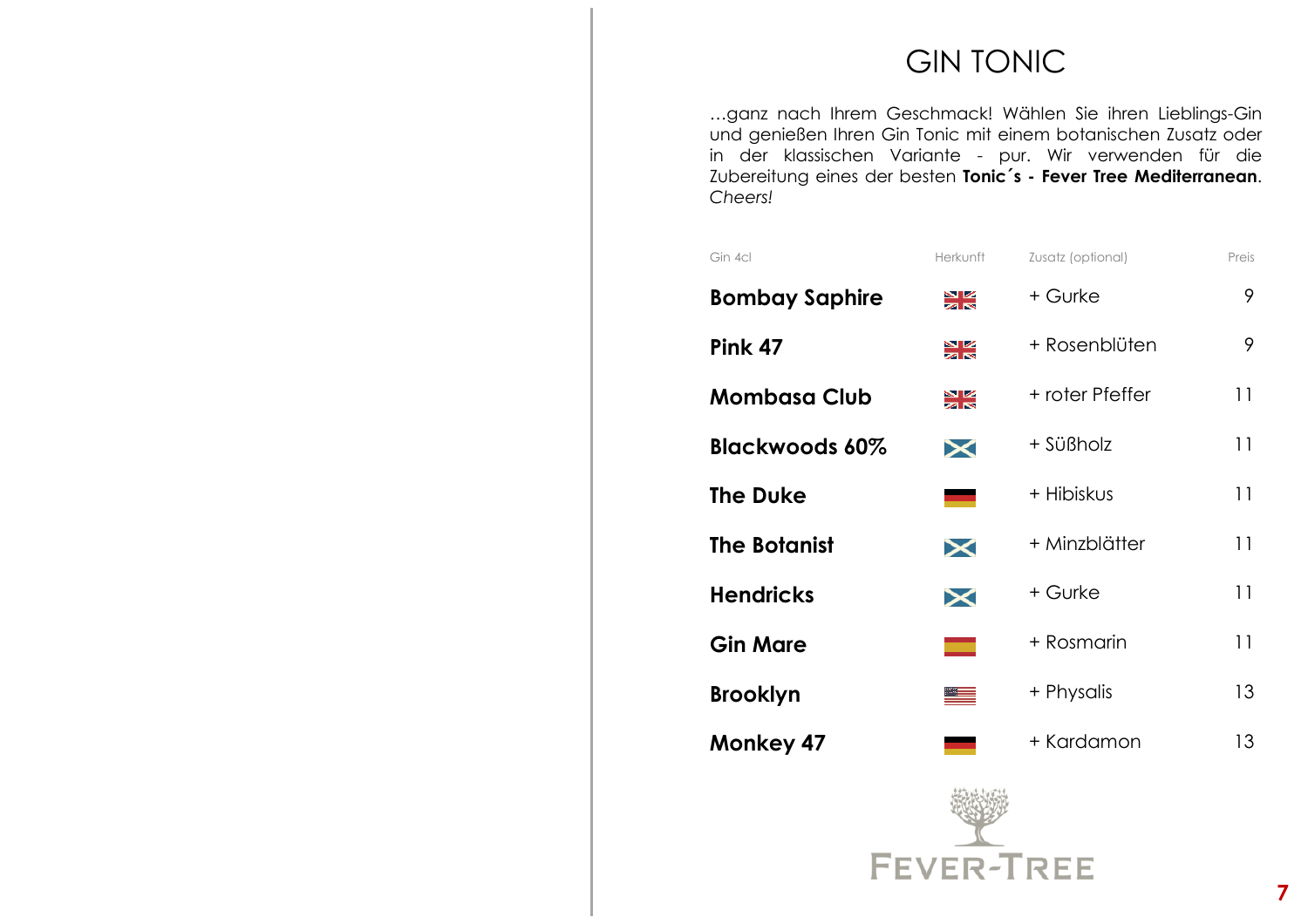# GIN TONIC

...ganz nach Ihrem Geschmack! Wählen Sie ihren Lieblings-Gin und genießen Ihren Gin Tonic mit einem botanischen Zusatz oder in der klassischen Variante - pur. Wir verwenden für die Zubereitung eines der besten **Tonic´s - Fever Tree Mediterranean**. *Cheers!*

| Gin 4cl | Herkunft | Zusatz (optional) | Preis |
|---|---|---|---|
| **Bombay Saphire** | | + Gurke | 9 |
| **Pink 47** | | + Rosenblüten | 9 |
| **Mombasa Club** | | + roter Pfeffer | 11 |
| **Blackwoods 60%** | | + Süßholz | 11 |
| **The Duke** | | + Hibiskus | 11 |
| **The Botanist** | | + Minzblätter | 11 |
| **Hendricks** | | + Gurke | 11 |
| **Gin Mare** | | + Rosmarin | 11 |
| **Brooklyn** | | + Physalis | 13 |
| **Monkey 47** | | + Kardamon | 13 |

FEVER-TREE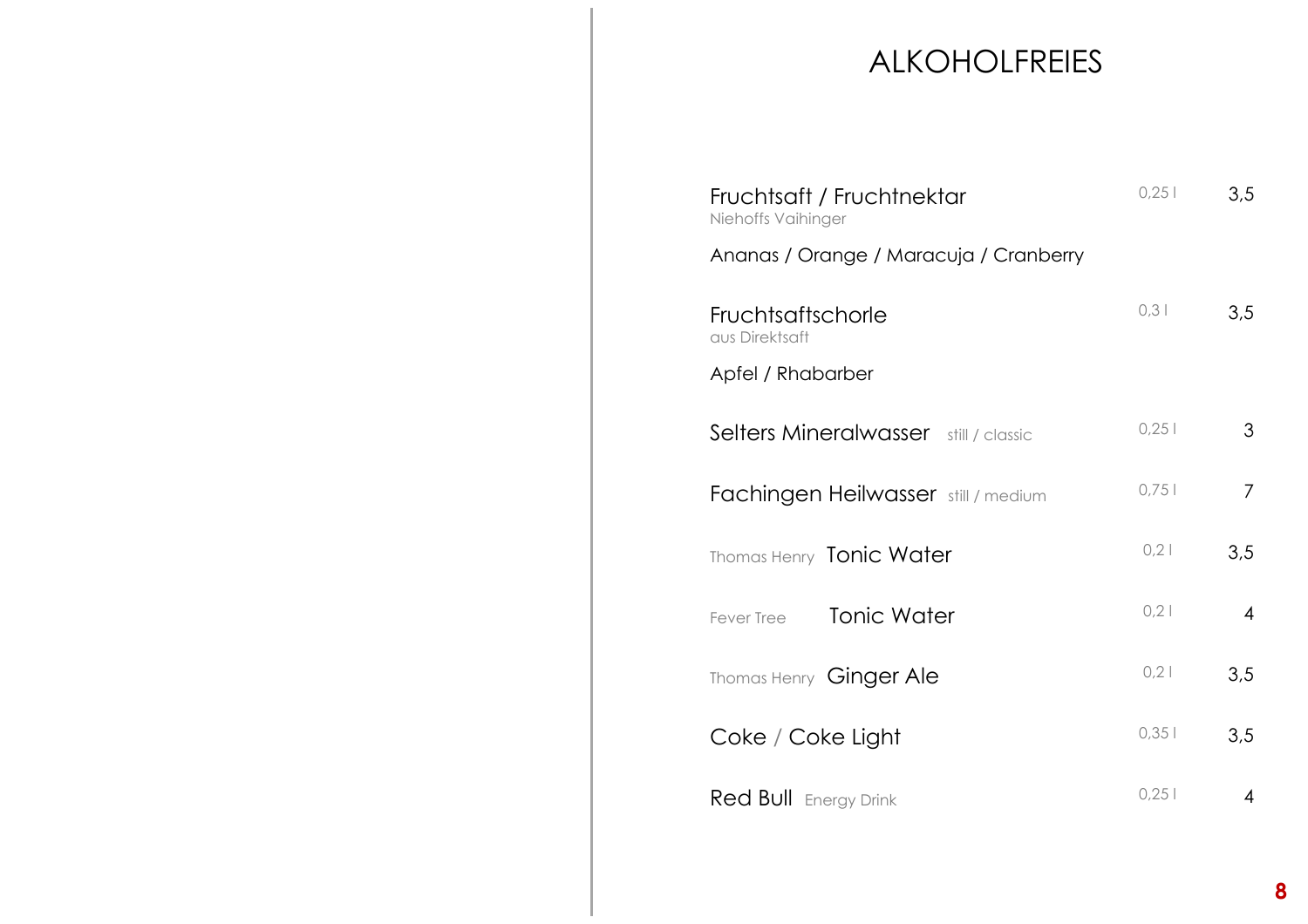# ALKOHOLFREIES

| | | |
|---|---|---|
| Fruchtsaft / Fruchtnektar<br>Niehoffs Vaihinger<br>Ananas / Orange / Maracuja / Cranberry | 0,25 l | 3,5 |
| Fruchtsaftschorle<br>aus Direktsaft<br>Apfel / Rhabarber | 0,3 l | 3,5 |
| Selters Mineralwasser still / classic | 0,25 l | 3 |
| Fachingen Heilwasser still / medium | 0,75 l | 7 |
| Thomas Henry Tonic Water | 0,2 l | 3,5 |
| Fever Tree Tonic Water | 0,2 l | 4 |
| Thomas Henry Ginger Ale | 0,2 l | 3,5 |
| Coke / Coke Light | 0,35 l | 3,5 |
| Red Bull Energy Drink | 0,25 l | 4 |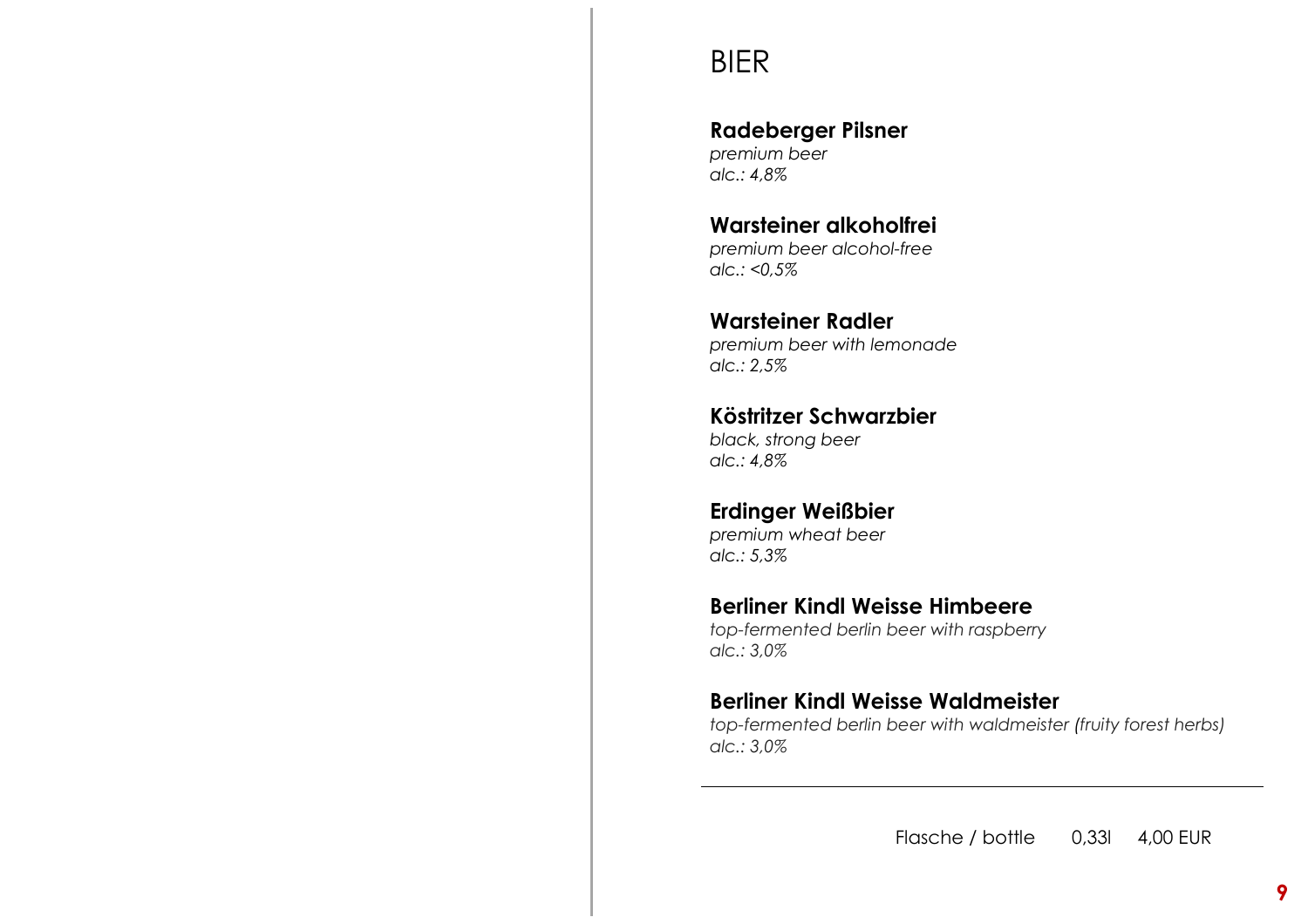# BIER

**Radeberger Pilsner**
*premium beer*
*alc.: 4,8%*

**Warsteiner alkoholfrei**
*premium beer alcohol-free*
*alc.: <0,5%*

**Warsteiner Radler**
*premium beer with lemonade*
*alc.: 2,5%*

**Köstritzer Schwarzbier**
*black, strong beer*
*alc.: 4,8%*

**Erdinger Weißbier**
*premium wheat beer*
*alc.: 5,3%*

**Berliner Kindl Weisse Himbeere**
*top-fermented berlin beer with raspberry*
*alc.: 3,0%*

**Berliner Kindl Weisse Waldmeister**
*top-fermented berlin beer with waldmeister (fruity forest herbs)*
*alc.: 3,0%*

---

Flasche / bottle 0,33l 4,00 EUR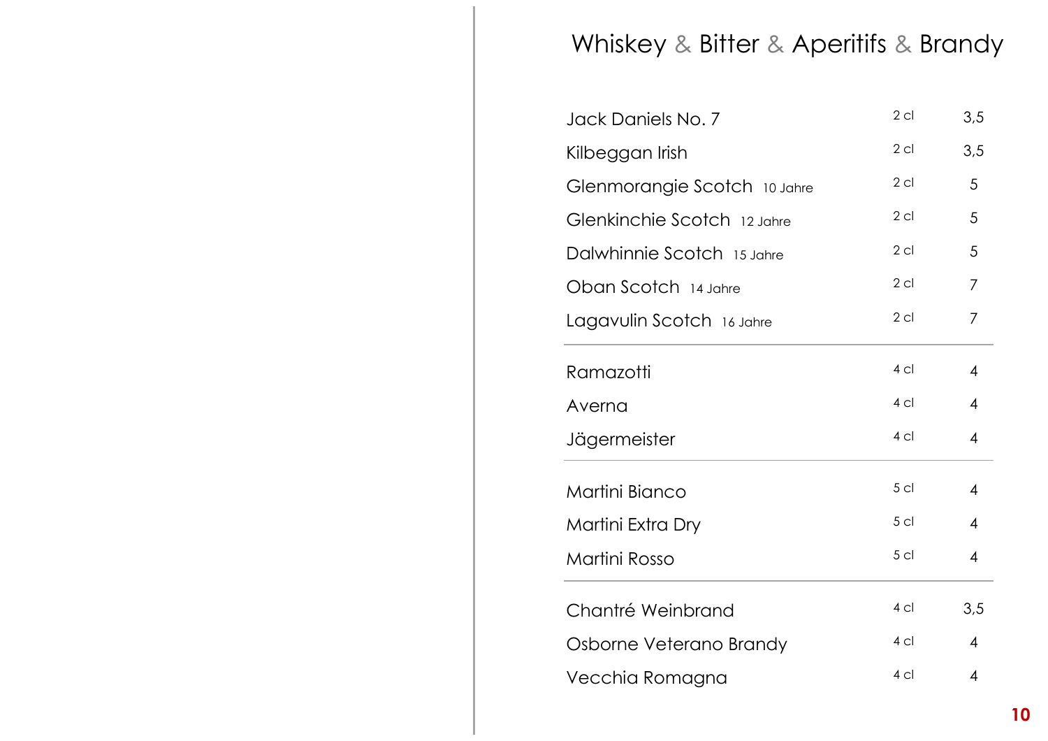# Whiskey & Bitter & Aperitifs & Brandy

| | | |
|---|---|---|
| Jack Daniels No. 7 | 2 cl | 3,5 |
| Kilbeggan Irish | 2 cl | 3,5 |
| Glenmorangie Scotch 10 Jahre | 2 cl | 5 |
| Glenkinchie Scotch 12 Jahre | 2 cl | 5 |
| Dalwhinnie Scotch 15 Jahre | 2 cl | 5 |
| Oban Scotch 14 Jahre | 2 cl | 7 |
| Lagavulin Scotch 16 Jahre | 2 cl | 7 |

| | | |
|---|---|---|
| Ramazotti | 4 cl | 4 |
| Averna | 4 cl | 4 |
| Jägermeister | 4 cl | 4 |

| | | |
|---|---|---|
| Martini Bianco | 5 cl | 4 |
| Martini Extra Dry | 5 cl | 4 |
| Martini Rosso | 5 cl | 4 |

| | | |
|---|---|---|
| Chantré Weinbrand | 4 cl | 3,5 |
| Osborne Veterano Brandy | 4 cl | 4 |
| Vecchia Romagna | 4 cl | 4 |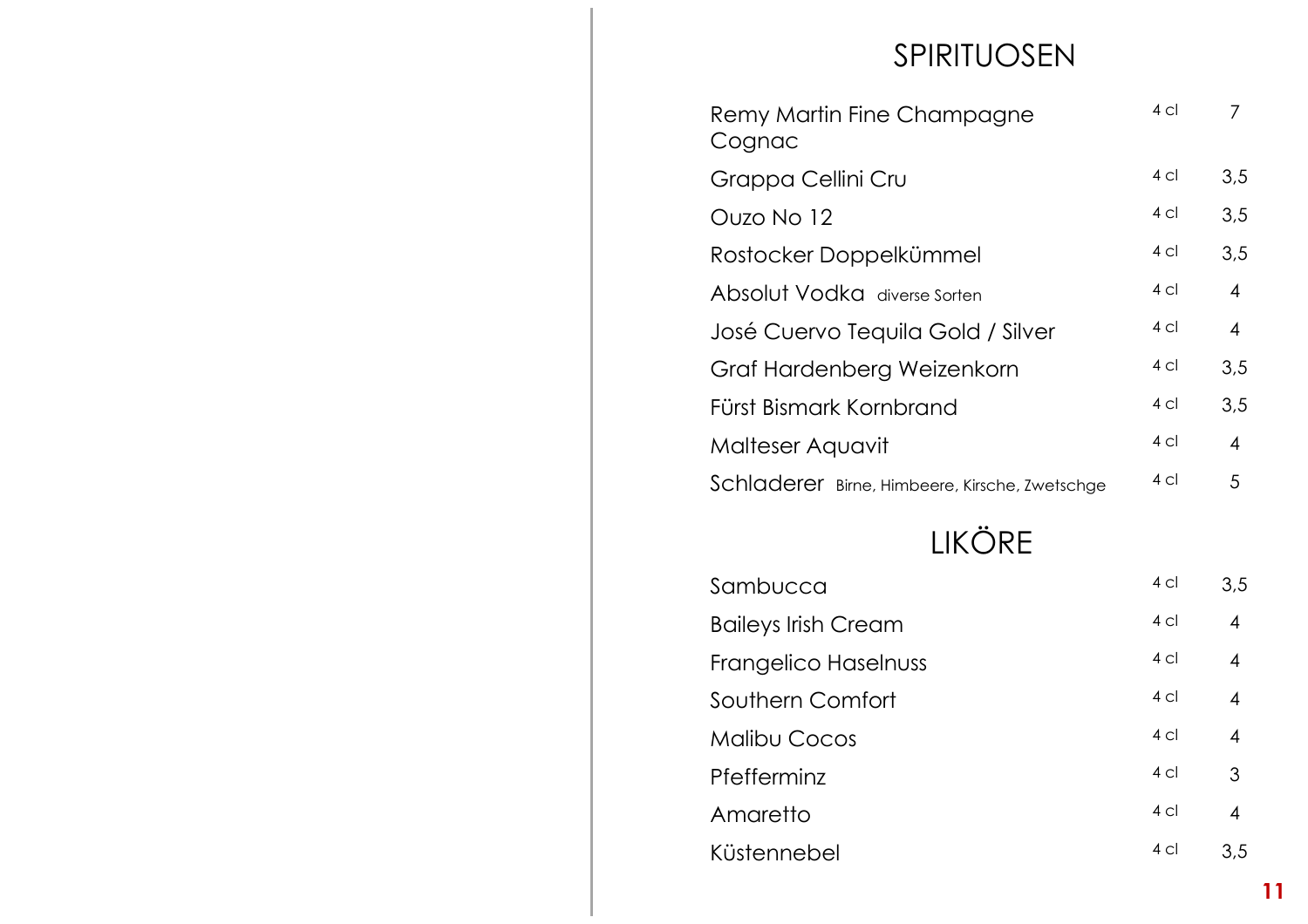# SPIRITUOSEN

| | | |
|---|---|---|
| Remy Martin Fine Champagne Cognac | 4 cl | 7 |
| Grappa Cellini Cru | 4 cl | 3,5 |
| Ouzo No 12 | 4 cl | 3,5 |
| Rostocker Doppelkümmel | 4 cl | 3,5 |
| Absolut Vodka diverse Sorten | 4 cl | 4 |
| José Cuervo Tequila Gold / Silver | 4 cl | 4 |
| Graf Hardenberg Weizenkorn | 4 cl | 3,5 |
| Fürst Bismark Kornbrand | 4 cl | 3,5 |
| Malteser Aquavit | 4 cl | 4 |
| Schladerer Birne, Himbeere, Kirsche, Zwetschge | 4 cl | 5 |

# LIKÖRE

| | | |
|---|---|---|
| Sambucca | 4 cl | 3,5 |
| Baileys Irish Cream | 4 cl | 4 |
| Frangelico Haselnuss | 4 cl | 4 |
| Southern Comfort | 4 cl | 4 |
| Malibu Cocos | 4 cl | 4 |
| Pfefferminz | 4 cl | 3 |
| Amaretto | 4 cl | 4 |
| Küstennebel | 4 cl | 3,5 |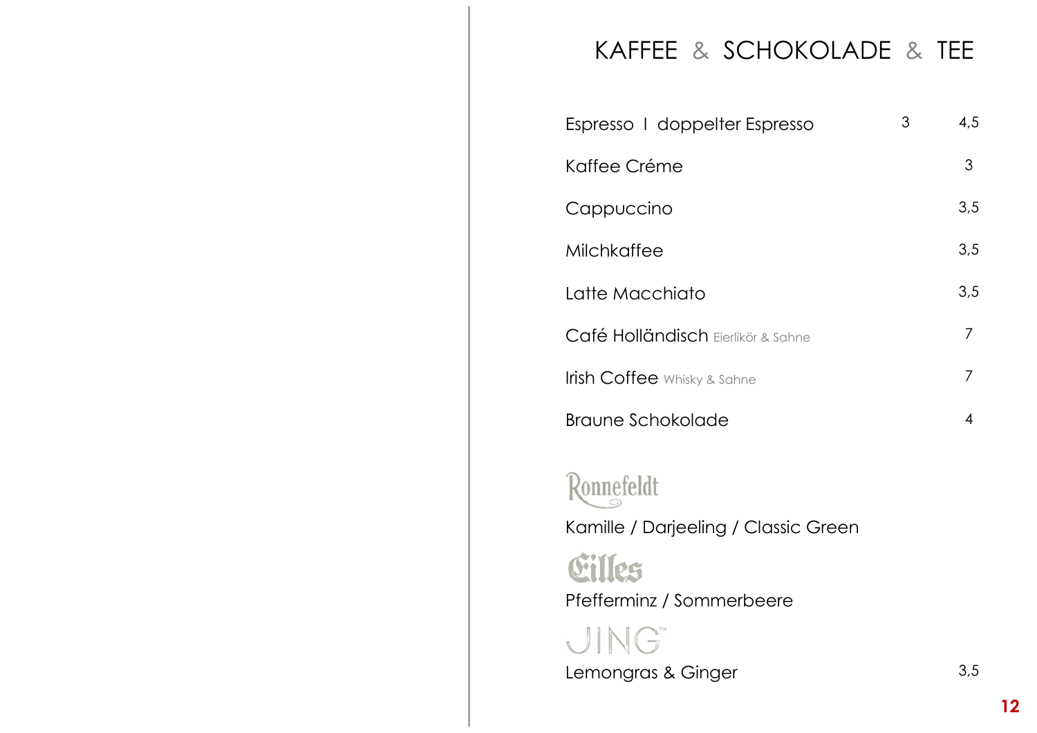# KAFFEE & SCHOKOLADE & TEE

| | | |
|---|---|---|
| Espresso I doppelter Espresso | 3 | 4,5 |
| Kaffee Créme | | 3 |
| Cappuccino | | 3,5 |
| Milchkaffee | | 3,5 |
| Latte Macchiato | | 3,5 |
| Café Holländisch Eierlikör & Sahne | | 7 |
| Irish Coffee Whisky & Sahne | | 7 |
| Braune Schokolade | | 4 |

Ronnefeldt

Kamille / Darjeeling / Classic Green

Eilles

Pfefferminz / Sommerbeere

JING™

Lemongras & Ginger 3,5